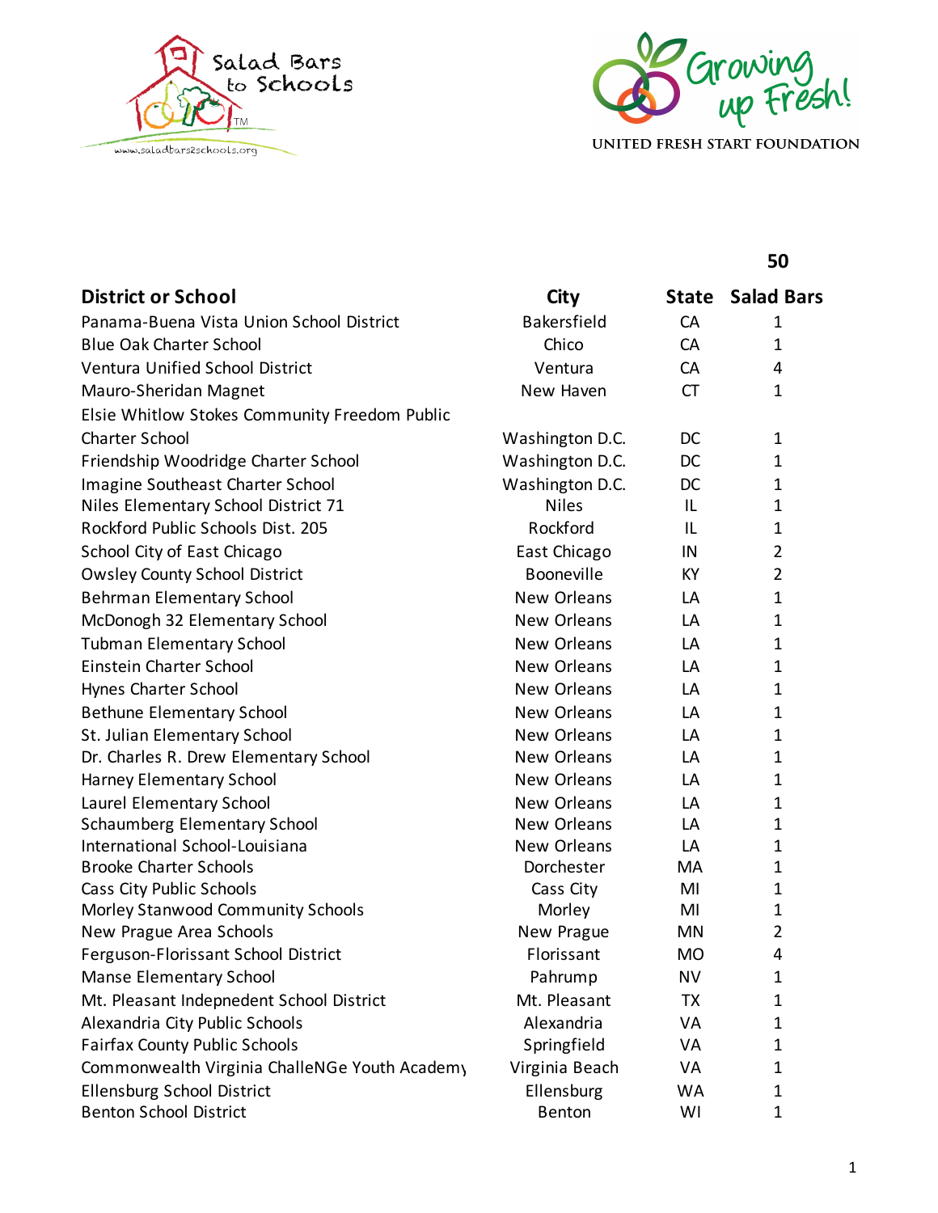Salad Bars to Schools

www.saladbars2schools.org

Growing up Fresh!

UNITED FRESH START FOUNDATION

| District or School | City | State | Salad Bars |
|---|---|---|---|
| | | | 50 |
| Panama-Buena Vista Union School District | Bakersfield | CA | 1 |
| Blue Oak Charter School | Chico | CA | 1 |
| Ventura Unified School District | Ventura | CA | 4 |
| Mauro-Sheridan Magnet | New Haven | CT | 1 |
| Elsie Whitlow Stokes Community Freedom Public Charter School | Washington D.C. | DC | 1 |
| Friendship Woodridge Charter School | Washington D.C. | DC | 1 |
| Imagine Southeast Charter School | Washington D.C. | DC | 1 |
| Niles Elementary School District 71 | Niles | IL | 1 |
| Rockford Public Schools Dist. 205 | Rockford | IL | 1 |
| School City of East Chicago | East Chicago | IN | 2 |
| Owsley County School District | Booneville | KY | 2 |
| Behrman Elementary School | New Orleans | LA | 1 |
| McDonogh 32 Elementary School | New Orleans | LA | 1 |
| Tubman Elementary School | New Orleans | LA | 1 |
| Einstein Charter School | New Orleans | LA | 1 |
| Hynes Charter School | New Orleans | LA | 1 |
| Bethune Elementary School | New Orleans | LA | 1 |
| St. Julian Elementary School | New Orleans | LA | 1 |
| Dr. Charles R. Drew Elementary School | New Orleans | LA | 1 |
| Harney Elementary School | New Orleans | LA | 1 |
| Laurel Elementary School | New Orleans | LA | 1 |
| Schaumberg Elementary School | New Orleans | LA | 1 |
| International School-Louisiana | New Orleans | LA | 1 |
| Brooke Charter Schools | Dorchester | MA | 1 |
| Cass City Public Schools | Cass City | MI | 1 |
| Morley Stanwood Community Schools | Morley | MI | 1 |
| New Prague Area Schools | New Prague | MN | 2 |
| Ferguson-Florissant School District | Florissant | MO | 4 |
| Manse Elementary School | Pahrump | NV | 1 |
| Mt. Pleasant Indepnedent School District | Mt. Pleasant | TX | 1 |
| Alexandria City Public Schools | Alexandria | VA | 1 |
| Fairfax County Public Schools | Springfield | VA | 1 |
| Commonwealth Virginia ChalleNGe Youth Academy | Virginia Beach | VA | 1 |
| Ellensburg School District | Ellensburg | WA | 1 |
| Benton School District | Benton | WI | 1 |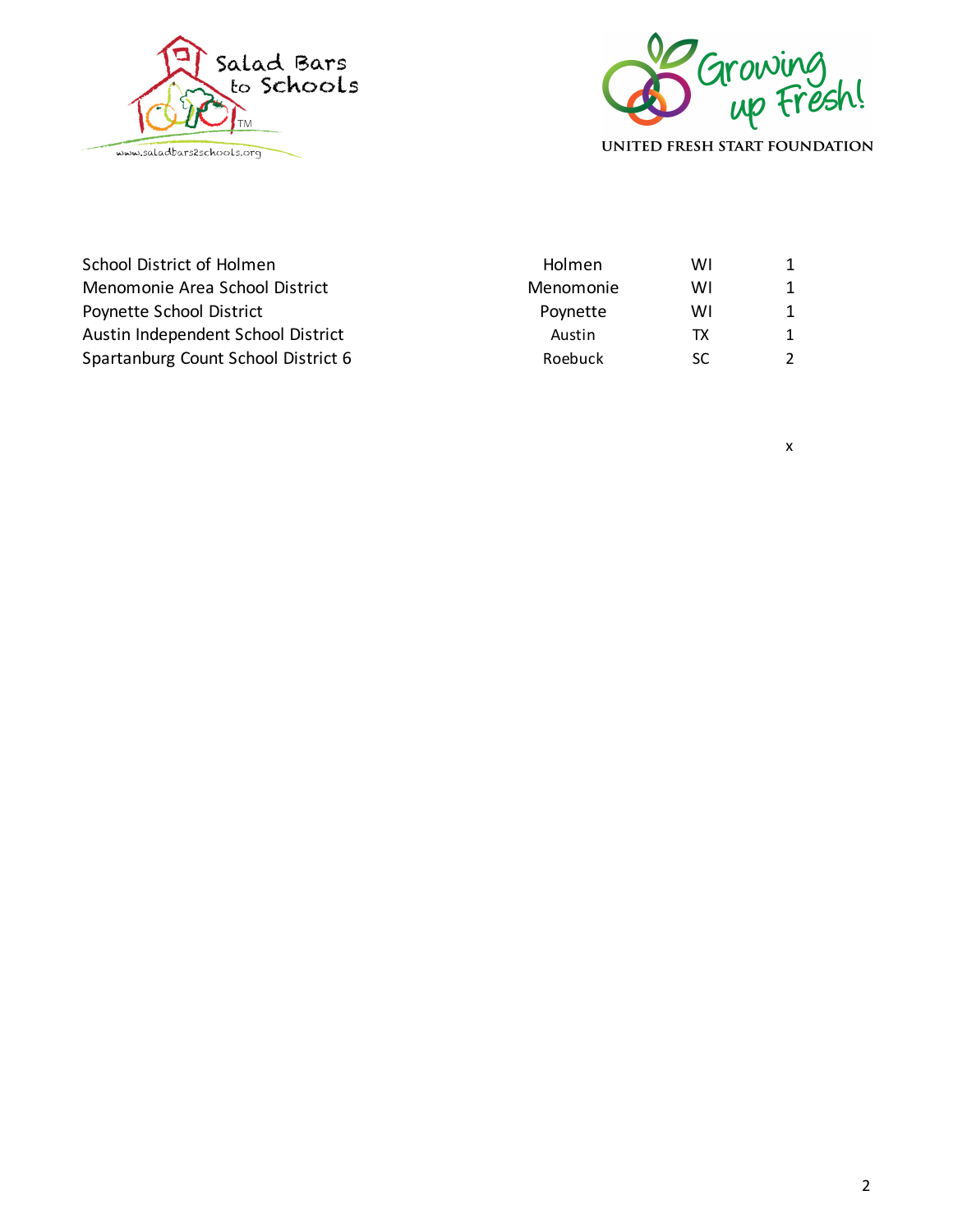| | | | |
|---|---|---|---|
| School District of Holmen | Holmen | WI | 1 |
| Menomonie Area School District | Menomonie | WI | 1 |
| Poynette School District | Poynette | WI | 1 |
| Austin Independent School District | Austin | TX | 1 |
| Spartanburg Count School District 6 | Roebuck | SC | 2 |
| | | | x |